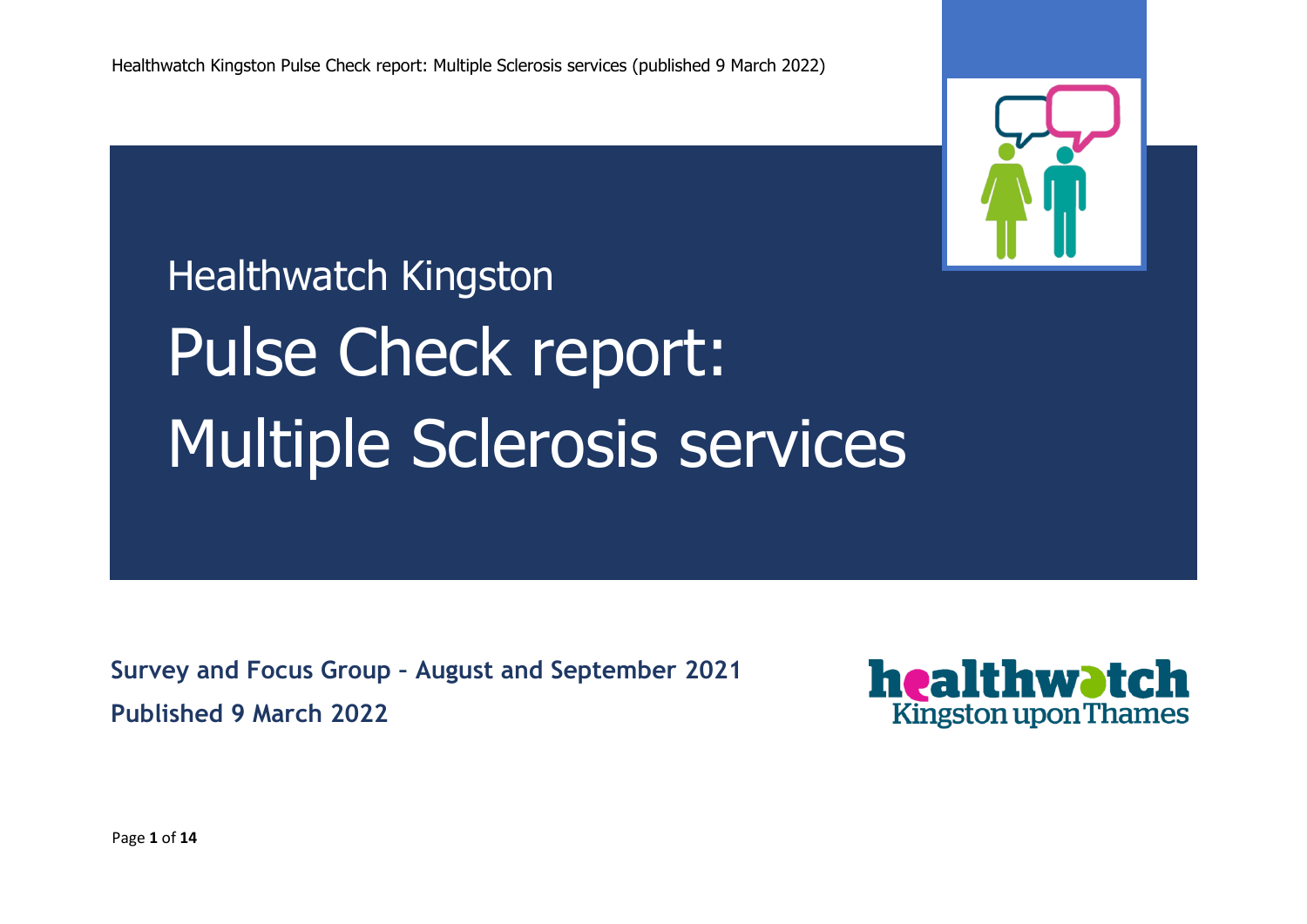Healthwatch Kingston

# Pulse Check report: Multiple Sclerosis services

**Survey and Focus Group – August and September 2021**

**Published 9 March 2022**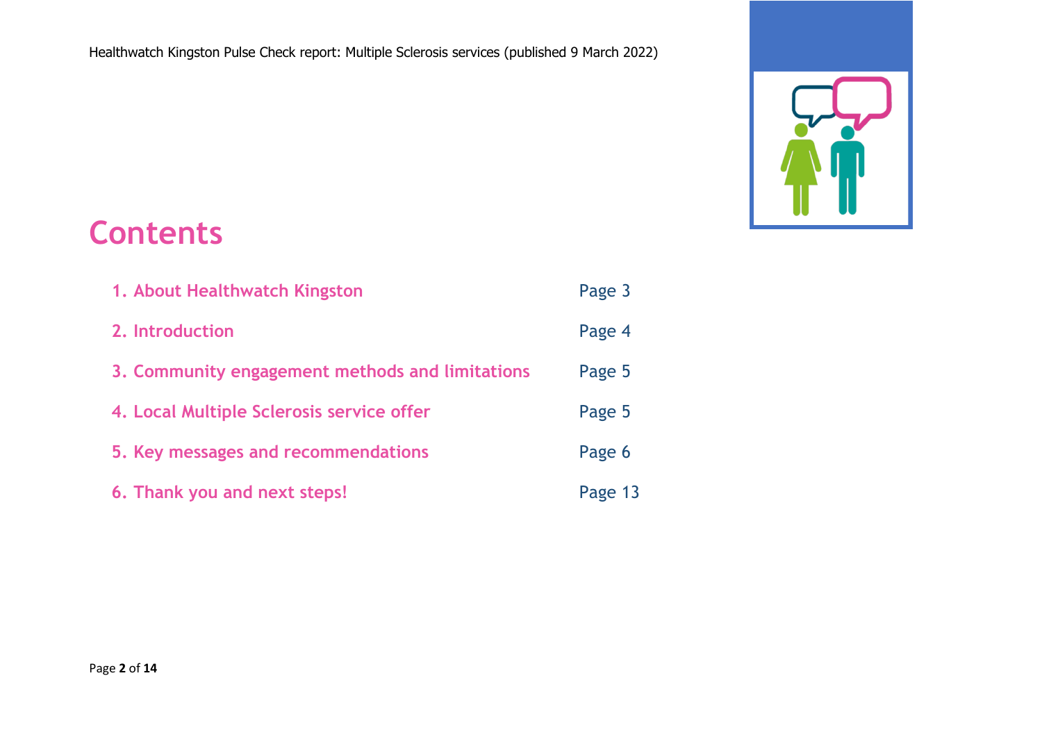# Contents

| | |
|---|---|
| 1. About Healthwatch Kingston | Page 3 |
| 2. Introduction | Page 4 |
| 3. Community engagement methods and limitations | Page 5 |
| 4. Local Multiple Sclerosis service offer | Page 5 |
| 5. Key messages and recommendations | Page 6 |
| 6. Thank you and next steps! | Page 13 |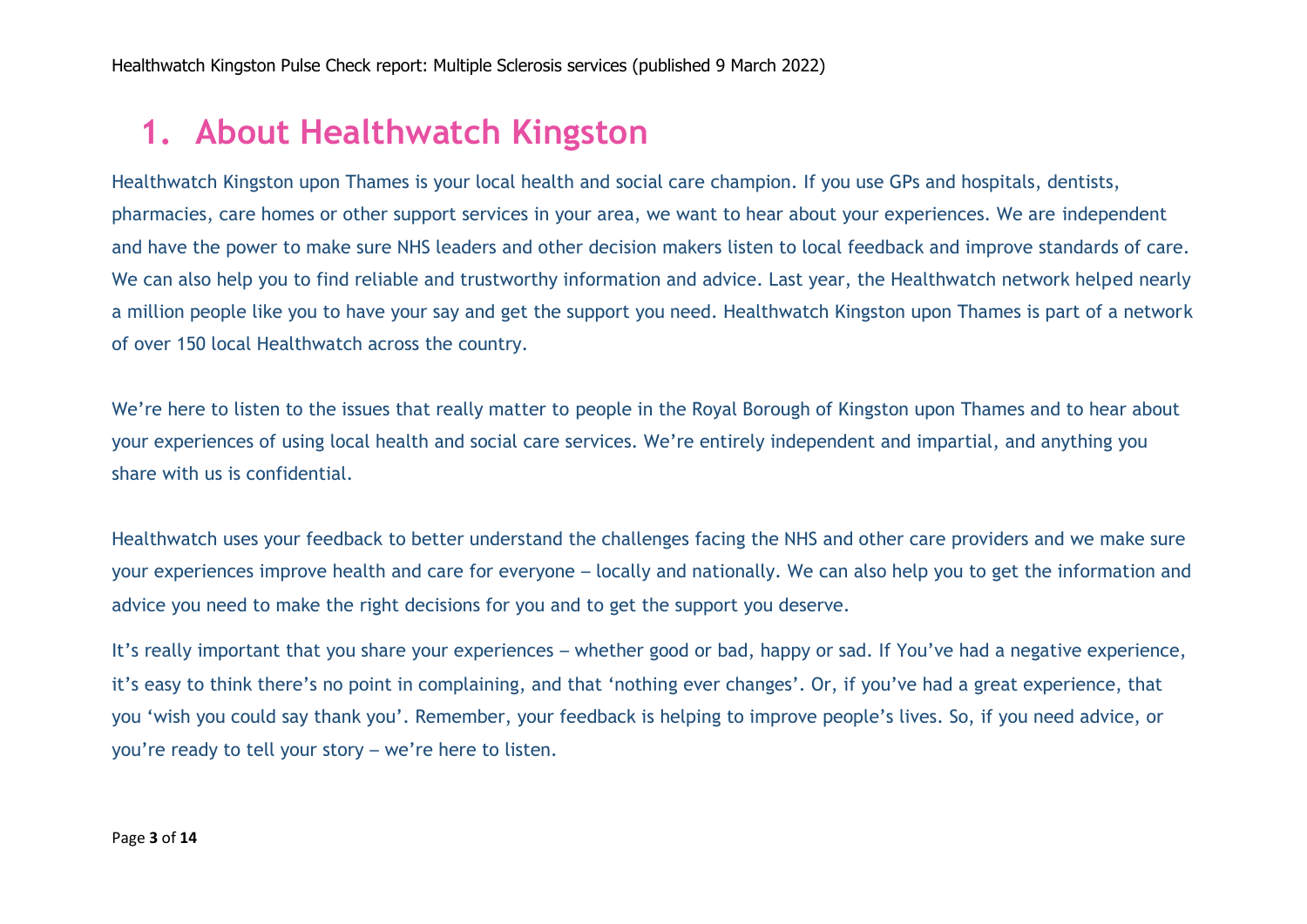# 1. About Healthwatch Kingston

Healthwatch Kingston upon Thames is your local health and social care champion. If you use GPs and hospitals, dentists, pharmacies, care homes or other support services in your area, we want to hear about your experiences. We are independent and have the power to make sure NHS leaders and other decision makers listen to local feedback and improve standards of care. We can also help you to find reliable and trustworthy information and advice. Last year, the Healthwatch network helped nearly a million people like you to have your say and get the support you need. Healthwatch Kingston upon Thames is part of a network of over 150 local Healthwatch across the country.

We're here to listen to the issues that really matter to people in the Royal Borough of Kingston upon Thames and to hear about your experiences of using local health and social care services. We're entirely independent and impartial, and anything you share with us is confidential.

Healthwatch uses your feedback to better understand the challenges facing the NHS and other care providers and we make sure your experiences improve health and care for everyone – locally and nationally. We can also help you to get the information and advice you need to make the right decisions for you and to get the support you deserve.

It's really important that you share your experiences – whether good or bad, happy or sad. If You've had a negative experience, it's easy to think there's no point in complaining, and that 'nothing ever changes'. Or, if you've had a great experience, that you 'wish you could say thank you'. Remember, your feedback is helping to improve people's lives. So, if you need advice, or you're ready to tell your story – we're here to listen.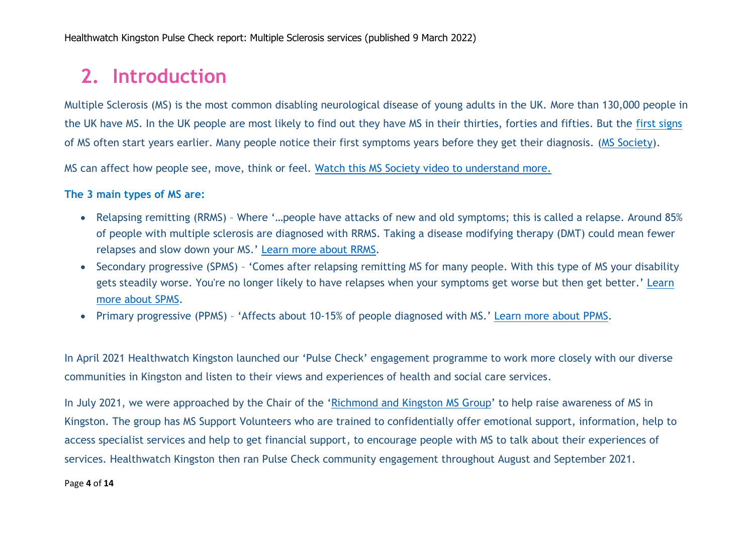## 2. Introduction

Multiple Sclerosis (MS) is the most common disabling neurological disease of young adults in the UK. More than 130,000 people in the UK have MS. In the UK people are most likely to find out they have MS in their thirties, forties and fifties. But the first signs of MS often start years earlier. Many people notice their first symptoms years before they get their diagnosis. (MS Society).

MS can affect how people see, move, think or feel. Watch this MS Society video to understand more.

**The 3 main types of MS are:**

- Relapsing remitting (RRMS) – Where '…people have attacks of new and old symptoms; this is called a relapse. Around 85% of people with multiple sclerosis are diagnosed with RRMS. Taking a disease modifying therapy (DMT) could mean fewer relapses and slow down your MS.' Learn more about RRMS.
- Secondary progressive (SPMS) – 'Comes after relapsing remitting MS for many people. With this type of MS your disability gets steadily worse. You're no longer likely to have relapses when your symptoms get worse but then get better.' Learn more about SPMS.
- Primary progressive (PPMS) – 'Affects about 10-15% of people diagnosed with MS.' Learn more about PPMS.

In April 2021 Healthwatch Kingston launched our 'Pulse Check' engagement programme to work more closely with our diverse communities in Kingston and listen to their views and experiences of health and social care services.

In July 2021, we were approached by the Chair of the 'Richmond and Kingston MS Group' to help raise awareness of MS in Kingston. The group has MS Support Volunteers who are trained to confidentially offer emotional support, information, help to access specialist services and help to get financial support, to encourage people with MS to talk about their experiences of services. Healthwatch Kingston then ran Pulse Check community engagement throughout August and September 2021.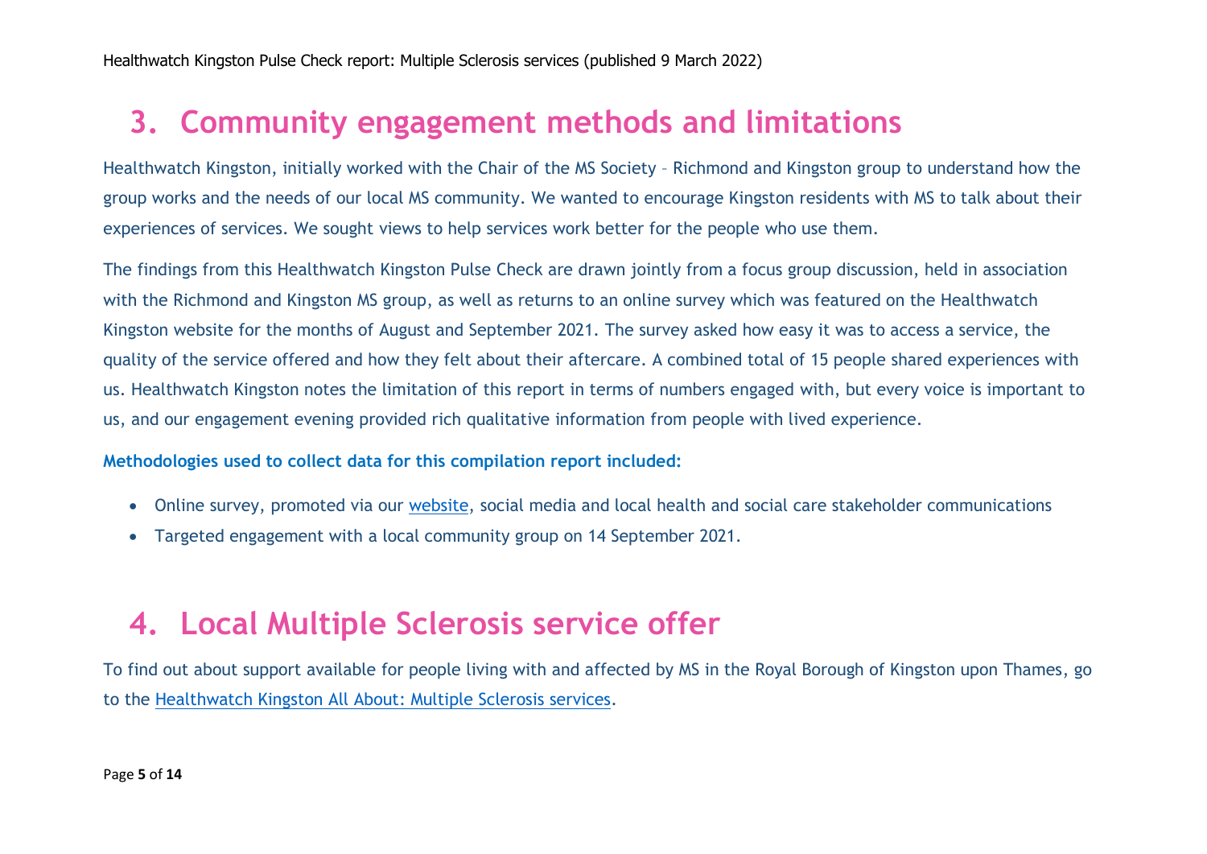## 3. Community engagement methods and limitations

Healthwatch Kingston, initially worked with the Chair of the MS Society – Richmond and Kingston group to understand how the group works and the needs of our local MS community. We wanted to encourage Kingston residents with MS to talk about their experiences of services. We sought views to help services work better for the people who use them.

The findings from this Healthwatch Kingston Pulse Check are drawn jointly from a focus group discussion, held in association with the Richmond and Kingston MS group, as well as returns to an online survey which was featured on the Healthwatch Kingston website for the months of August and September 2021. The survey asked how easy it was to access a service, the quality of the service offered and how they felt about their aftercare. A combined total of 15 people shared experiences with us. Healthwatch Kingston notes the limitation of this report in terms of numbers engaged with, but every voice is important to us, and our engagement evening provided rich qualitative information from people with lived experience.

**Methodologies used to collect data for this compilation report included:**

- Online survey, promoted via our website, social media and local health and social care stakeholder communications
- Targeted engagement with a local community group on 14 September 2021.

## 4. Local Multiple Sclerosis service offer

To find out about support available for people living with and affected by MS in the Royal Borough of Kingston upon Thames, go to the Healthwatch Kingston All About: Multiple Sclerosis services.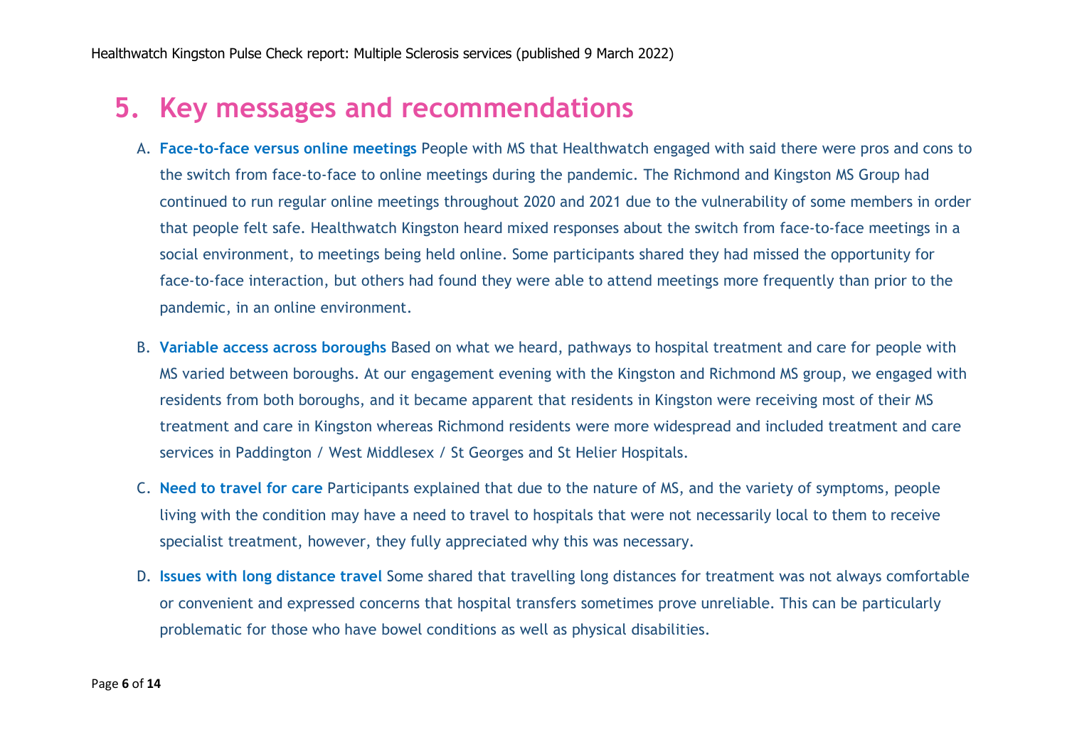# 5. Key messages and recommendations

A. **Face-to-face versus online meetings** People with MS that Healthwatch engaged with said there were pros and cons to the switch from face-to-face to online meetings during the pandemic. The Richmond and Kingston MS Group had continued to run regular online meetings throughout 2020 and 2021 due to the vulnerability of some members in order that people felt safe. Healthwatch Kingston heard mixed responses about the switch from face-to-face meetings in a social environment, to meetings being held online. Some participants shared they had missed the opportunity for face-to-face interaction, but others had found they were able to attend meetings more frequently than prior to the pandemic, in an online environment.

B. **Variable access across boroughs** Based on what we heard, pathways to hospital treatment and care for people with MS varied between boroughs. At our engagement evening with the Kingston and Richmond MS group, we engaged with residents from both boroughs, and it became apparent that residents in Kingston were receiving most of their MS treatment and care in Kingston whereas Richmond residents were more widespread and included treatment and care services in Paddington / West Middlesex / St Georges and St Helier Hospitals.

C. **Need to travel for care** Participants explained that due to the nature of MS, and the variety of symptoms, people living with the condition may have a need to travel to hospitals that were not necessarily local to them to receive specialist treatment, however, they fully appreciated why this was necessary.

D. **Issues with long distance travel** Some shared that travelling long distances for treatment was not always comfortable or convenient and expressed concerns that hospital transfers sometimes prove unreliable. This can be particularly problematic for those who have bowel conditions as well as physical disabilities.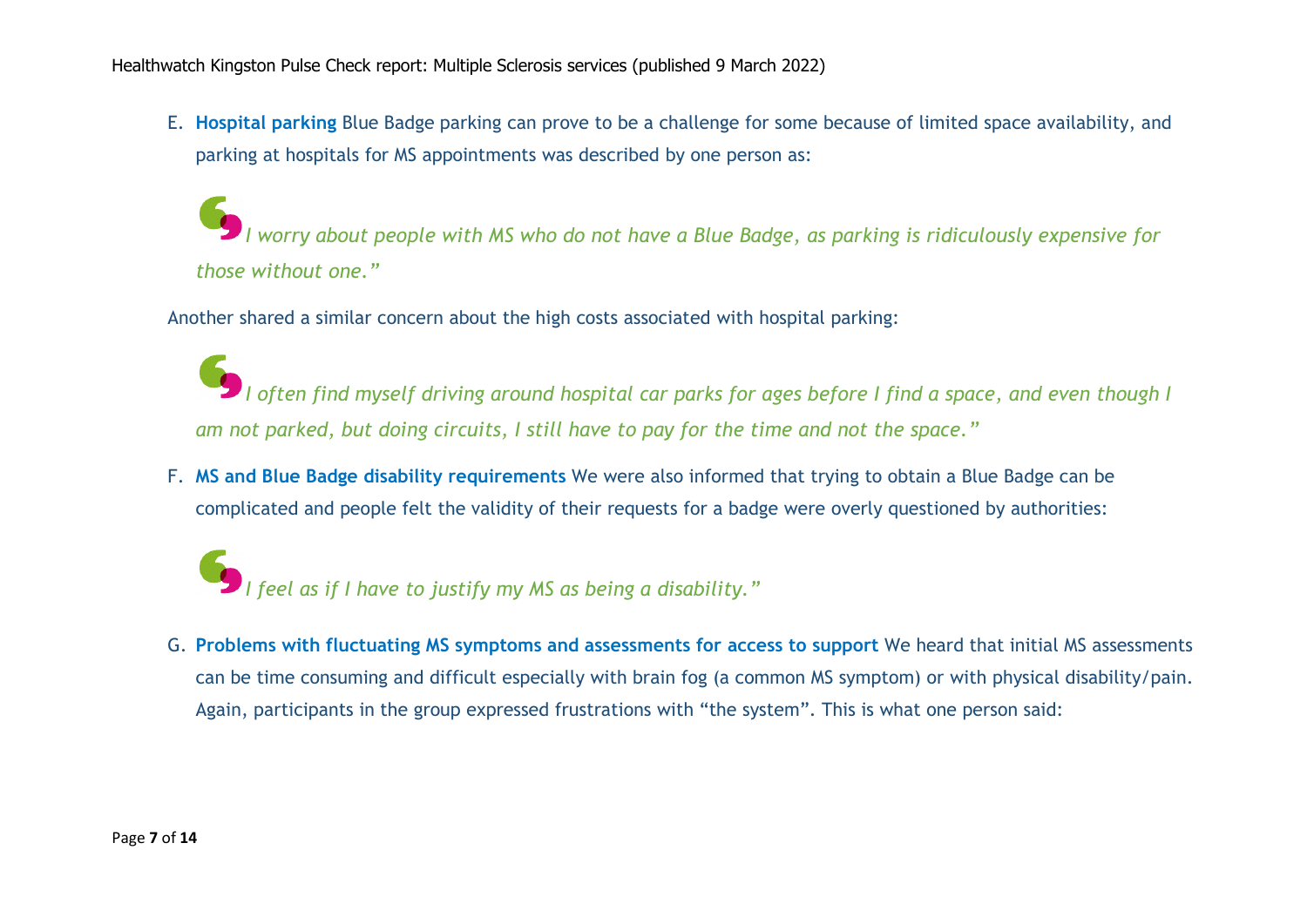E. **Hospital parking** Blue Badge parking can prove to be a challenge for some because of limited space availability, and parking at hospitals for MS appointments was described by one person as:

> *I worry about people with MS who do not have a Blue Badge, as parking is ridiculously expensive for those without one."*

Another shared a similar concern about the high costs associated with hospital parking:

> *I often find myself driving around hospital car parks for ages before I find a space, and even though I am not parked, but doing circuits, I still have to pay for the time and not the space."*

F. **MS and Blue Badge disability requirements** We were also informed that trying to obtain a Blue Badge can be complicated and people felt the validity of their requests for a badge were overly questioned by authorities:

> *I feel as if I have to justify my MS as being a disability."*

G. **Problems with fluctuating MS symptoms and assessments for access to support** We heard that initial MS assessments can be time consuming and difficult especially with brain fog (a common MS symptom) or with physical disability/pain. Again, participants in the group expressed frustrations with "the system". This is what one person said: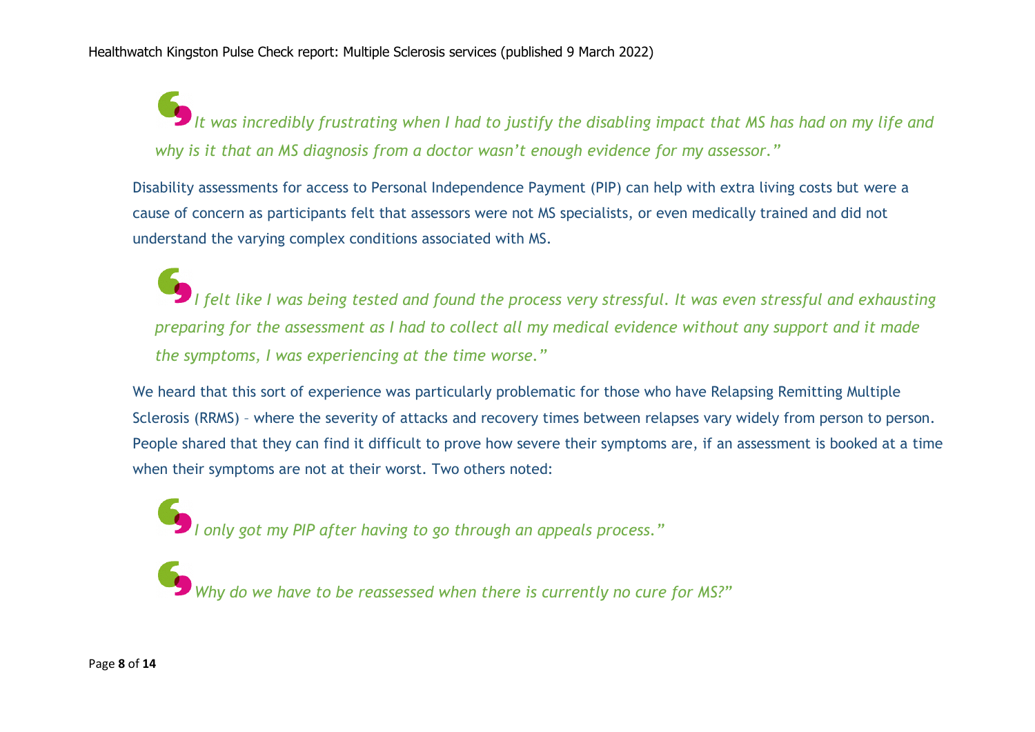*It was incredibly frustrating when I had to justify the disabling impact that MS has had on my life and why is it that an MS diagnosis from a doctor wasn't enough evidence for my assessor."*

Disability assessments for access to Personal Independence Payment (PIP) can help with extra living costs but were a cause of concern as participants felt that assessors were not MS specialists, or even medically trained and did not understand the varying complex conditions associated with MS.

*I felt like I was being tested and found the process very stressful. It was even stressful and exhausting preparing for the assessment as I had to collect all my medical evidence without any support and it made the symptoms, I was experiencing at the time worse."*

We heard that this sort of experience was particularly problematic for those who have Relapsing Remitting Multiple Sclerosis (RRMS) – where the severity of attacks and recovery times between relapses vary widely from person to person. People shared that they can find it difficult to prove how severe their symptoms are, if an assessment is booked at a time when their symptoms are not at their worst. Two others noted:

*I only got my PIP after having to go through an appeals process."*

*Why do we have to be reassessed when there is currently no cure for MS?"*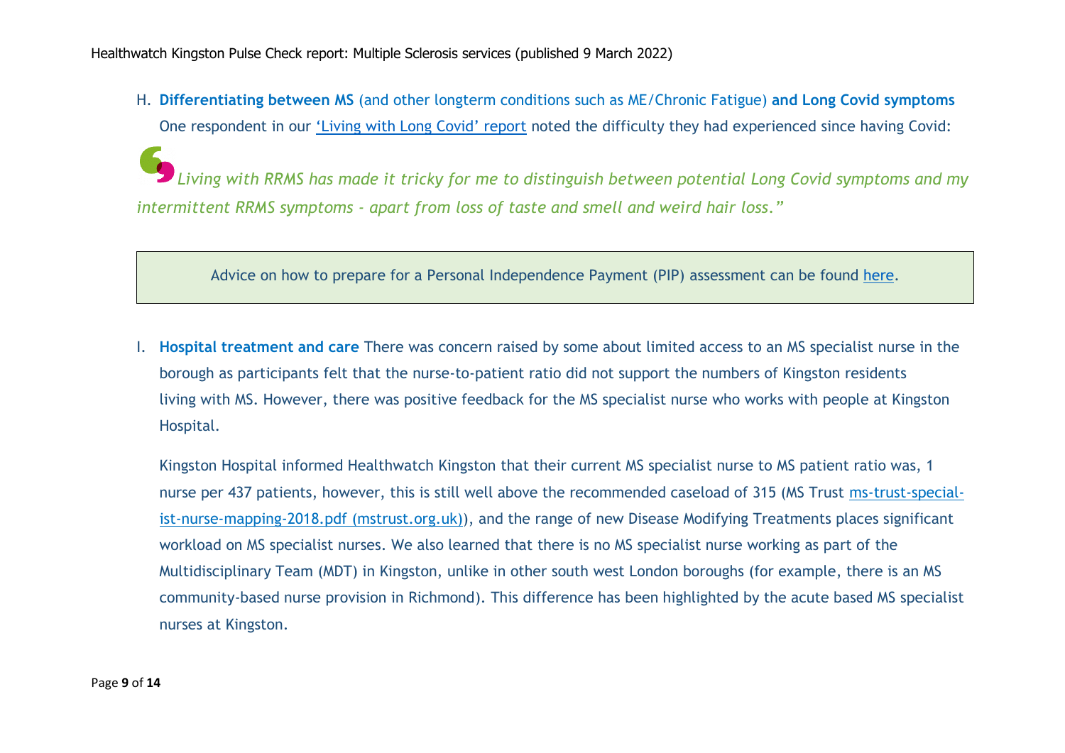H. **Differentiating between MS** (and other longterm conditions such as ME/Chronic Fatigue) **and Long Covid symptoms** One respondent in our ['Living with Long Covid' report]() noted the difficulty they had experienced since having Covid:

> *Living with RRMS has made it tricky for me to distinguish between potential Long Covid symptoms and my intermittent RRMS symptoms - apart from loss of taste and smell and weird hair loss."*

| Advice on how to prepare for a Personal Independence Payment (PIP) assessment can be found here. |
|---|

I. **Hospital treatment and care** There was concern raised by some about limited access to an MS specialist nurse in the borough as participants felt that the nurse-to-patient ratio did not support the numbers of Kingston residents living with MS. However, there was positive feedback for the MS specialist nurse who works with people at Kingston Hospital.

Kingston Hospital informed Healthwatch Kingston that their current MS specialist nurse to MS patient ratio was, 1 nurse per 437 patients, however, this is still well above the recommended caseload of 315 (MS Trust ms-trust-specialist-nurse-mapping-2018.pdf (mstrust.org.uk)), and the range of new Disease Modifying Treatments places significant workload on MS specialist nurses. We also learned that there is no MS specialist nurse working as part of the Multidisciplinary Team (MDT) in Kingston, unlike in other south west London boroughs (for example, there is an MS community-based nurse provision in Richmond). This difference has been highlighted by the acute based MS specialist nurses at Kingston.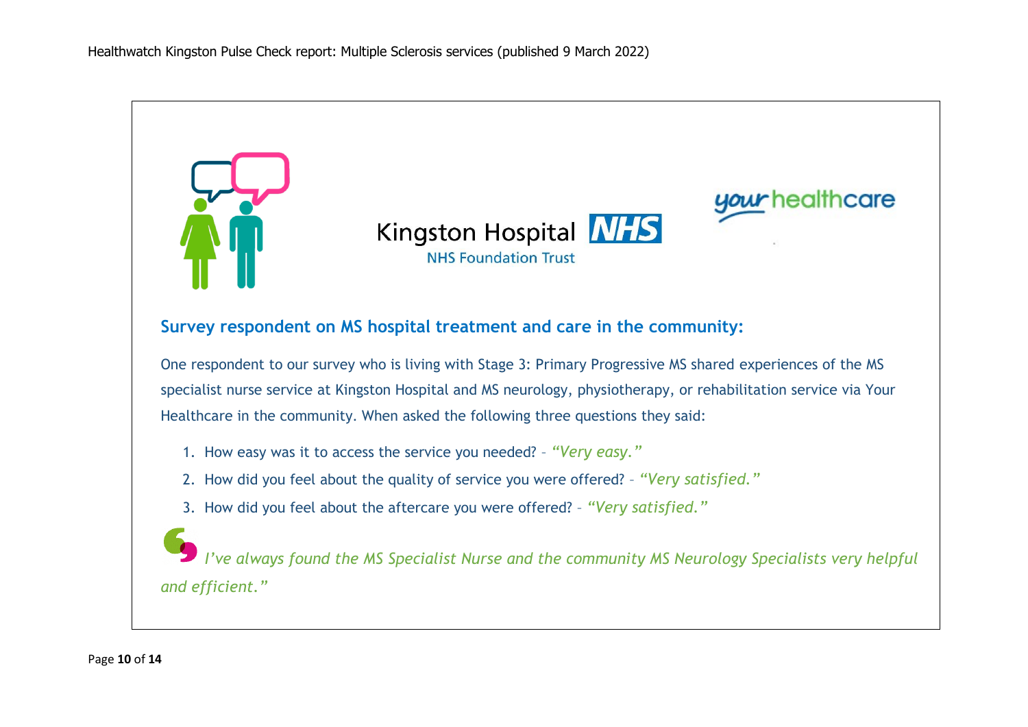## Survey respondent on MS hospital treatment and care in the community:

One respondent to our survey who is living with Stage 3: Primary Progressive MS shared experiences of the MS specialist nurse service at Kingston Hospital and MS neurology, physiotherapy, or rehabilitation service via Your Healthcare in the community. When asked the following three questions they said:

1. How easy was it to access the service you needed? – *"Very easy."*
2. How did you feel about the quality of service you were offered? – *"Very satisfied."*
3. How did you feel about the aftercare you were offered? – *"Very satisfied."*

*I've always found the MS Specialist Nurse and the community MS Neurology Specialists very helpful and efficient."*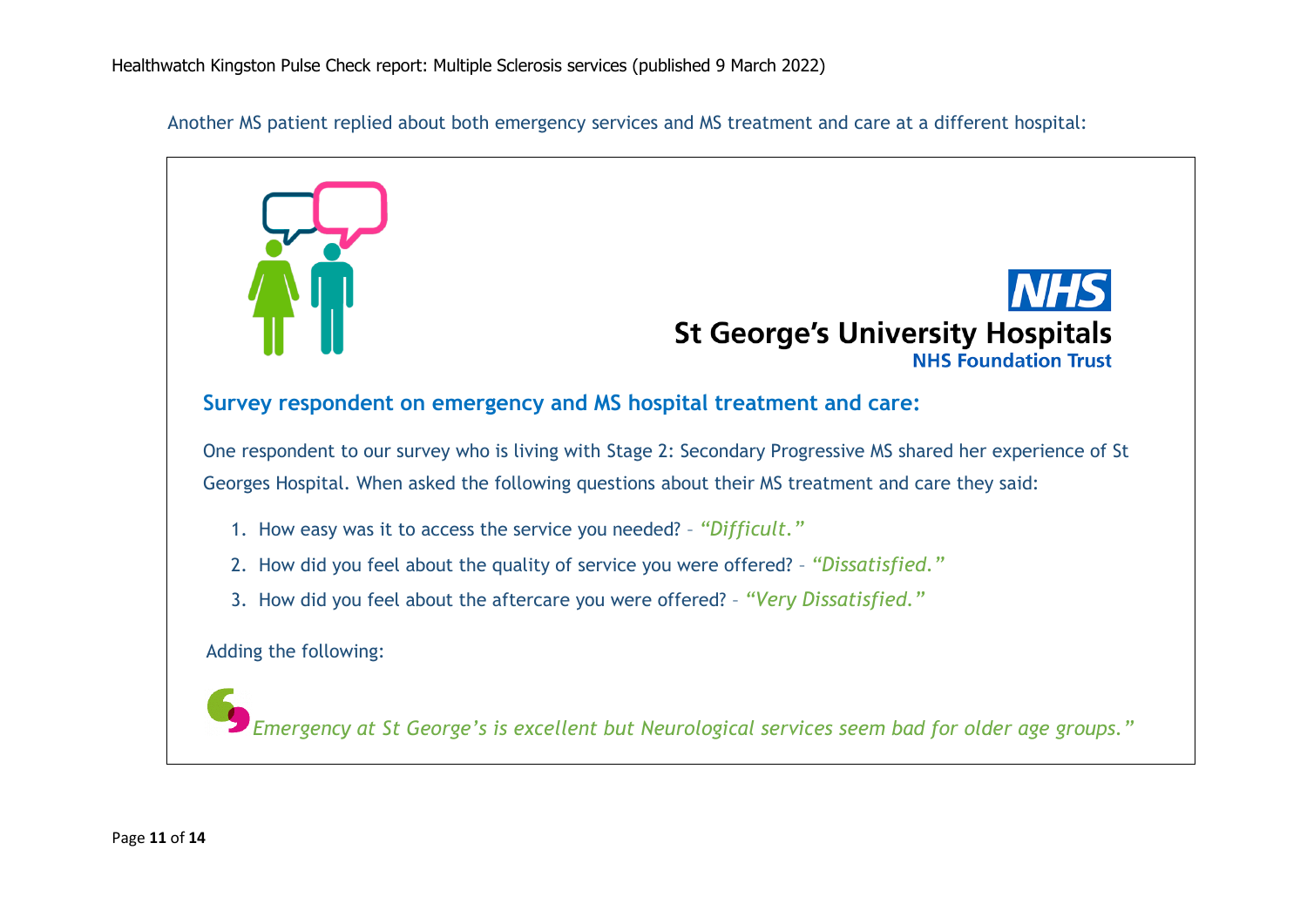Another MS patient replied about both emergency services and MS treatment and care at a different hospital:

St George's University Hospitals
NHS Foundation Trust

### Survey respondent on emergency and MS hospital treatment and care:

One respondent to our survey who is living with Stage 2: Secondary Progressive MS shared her experience of St Georges Hospital. When asked the following questions about their MS treatment and care they said:

1. How easy was it to access the service you needed? – *"Difficult."*
2. How did you feel about the quality of service you were offered? – *"Dissatisfied."*
3. How did you feel about the aftercare you were offered? – *"Very Dissatisfied."*

Adding the following:

*"Emergency at St George's is excellent but Neurological services seem bad for older age groups."*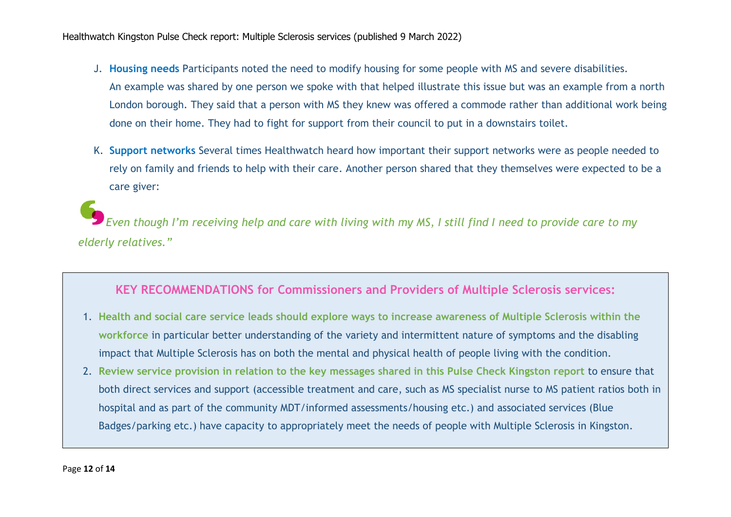J. **Housing needs** Participants noted the need to modify housing for some people with MS and severe disabilities. An example was shared by one person we spoke with that helped illustrate this issue but was an example from a north London borough. They said that a person with MS they knew was offered a commode rather than additional work being done on their home. They had to fight for support from their council to put in a downstairs toilet.

K. **Support networks** Several times Healthwatch heard how important their support networks were as people needed to rely on family and friends to help with their care. Another person shared that they themselves were expected to be a care giver:

> *Even though I'm receiving help and care with living with my MS, I still find I need to provide care to my elderly relatives."*

## KEY RECOMMENDATIONS for Commissioners and Providers of Multiple Sclerosis services:

1. **Health and social care service leads should explore ways to increase awareness of Multiple Sclerosis within the workforce** in particular better understanding of the variety and intermittent nature of symptoms and the disabling impact that Multiple Sclerosis has on both the mental and physical health of people living with the condition.
2. **Review service provision in relation to the key messages shared in this Pulse Check Kingston report** to ensure that both direct services and support (accessible treatment and care, such as MS specialist nurse to MS patient ratios both in hospital and as part of the community MDT/informed assessments/housing etc.) and associated services (Blue Badges/parking etc.) have capacity to appropriately meet the needs of people with Multiple Sclerosis in Kingston.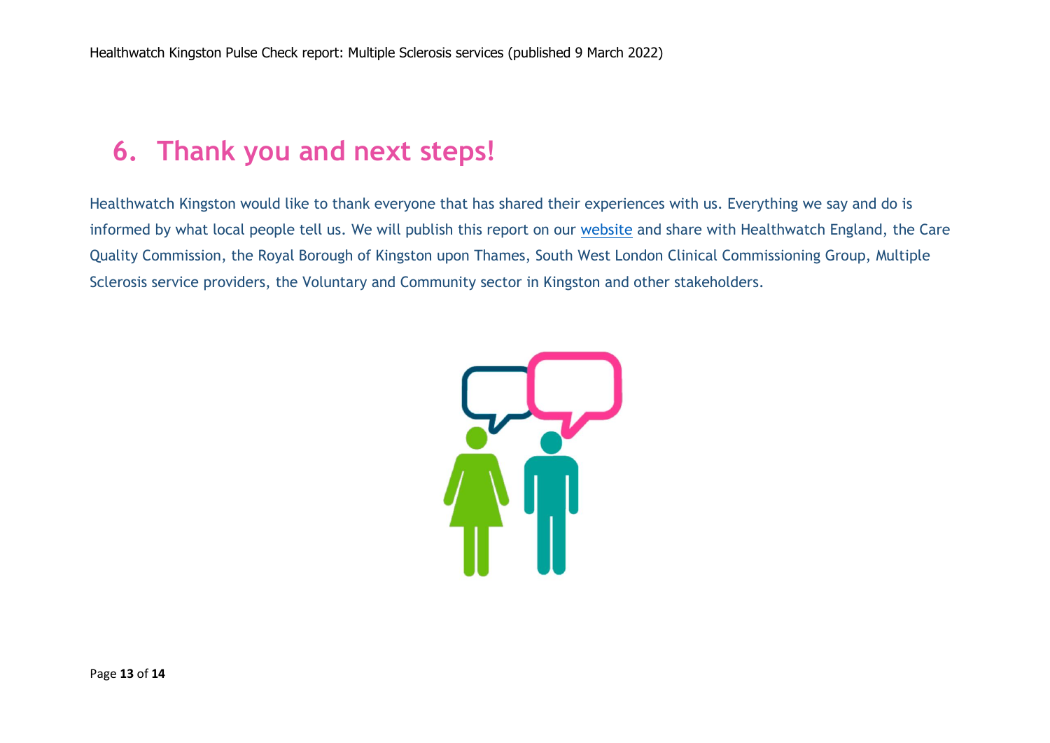## 6. Thank you and next steps!

Healthwatch Kingston would like to thank everyone that has shared their experiences with us. Everything we say and do is informed by what local people tell us. We will publish this report on our website and share with Healthwatch England, the Care Quality Commission, the Royal Borough of Kingston upon Thames, South West London Clinical Commissioning Group, Multiple Sclerosis service providers, the Voluntary and Community sector in Kingston and other stakeholders.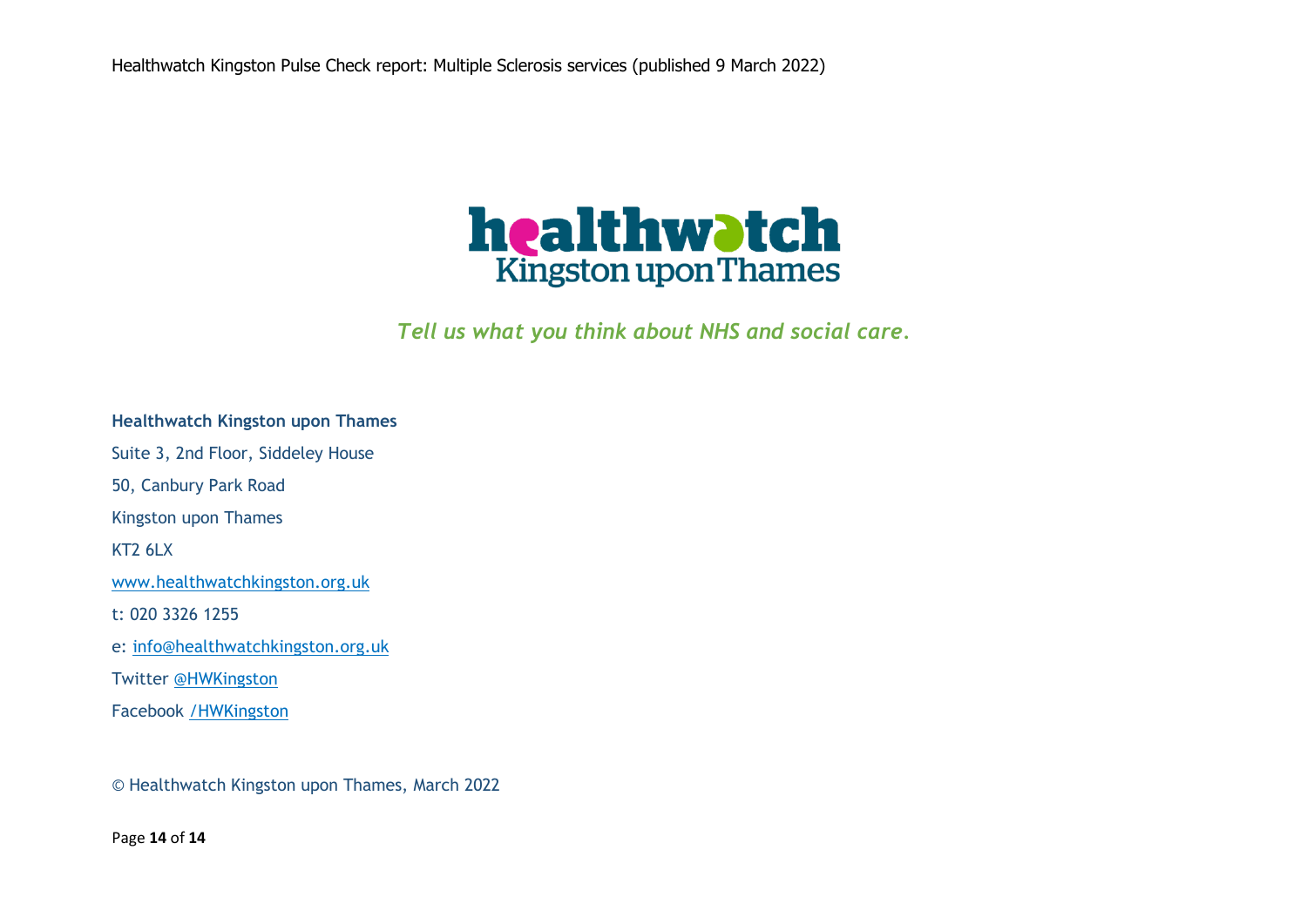healthwatch
Kingston upon Thames

*Tell us what you think about NHS and social care.*

**Healthwatch Kingston upon Thames**

Suite 3, 2nd Floor, Siddeley House

50, Canbury Park Road

Kingston upon Thames

KT2 6LX

www.healthwatchkingston.org.uk

t: 020 3326 1255

e: info@healthwatchkingston.org.uk

Twitter @HWKingston

Facebook /HWKingston

© Healthwatch Kingston upon Thames, March 2022